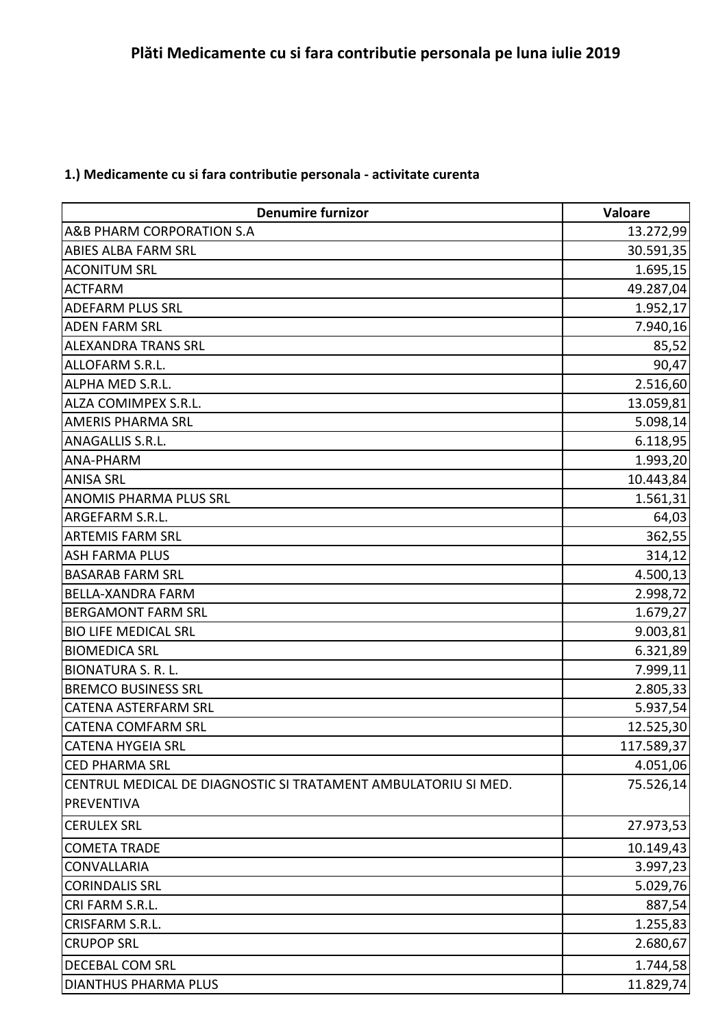# Plăti Medicamente cu si fara contributie personala pe luna iulie 2019

**1.) Medicamente cu si fara contributie personala - activitate curenta**

| Denumire furnizor | Valoare |
|---|---|
| A&B PHARM CORPORATION S.A | 13.272,99 |
| ABIES ALBA FARM SRL | 30.591,35 |
| ACONITUM SRL | 1.695,15 |
| ACTFARM | 49.287,04 |
| ADEFARM PLUS SRL | 1.952,17 |
| ADEN FARM SRL | 7.940,16 |
| ALEXANDRA TRANS SRL | 85,52 |
| ALLOFARM S.R.L. | 90,47 |
| ALPHA MED S.R.L. | 2.516,60 |
| ALZA COMIMPEX S.R.L. | 13.059,81 |
| AMERIS PHARMA SRL | 5.098,14 |
| ANAGALLIS S.R.L. | 6.118,95 |
| ANA-PHARM | 1.993,20 |
| ANISA SRL | 10.443,84 |
| ANOMIS PHARMA PLUS SRL | 1.561,31 |
| ARGEFARM S.R.L. | 64,03 |
| ARTEMIS FARM SRL | 362,55 |
| ASH FARMA PLUS | 314,12 |
| BASARAB FARM SRL | 4.500,13 |
| BELLA-XANDRA FARM | 2.998,72 |
| BERGAMONT FARM SRL | 1.679,27 |
| BIO LIFE MEDICAL SRL | 9.003,81 |
| BIOMEDICA SRL | 6.321,89 |
| BIONATURA S. R. L. | 7.999,11 |
| BREMCO BUSINESS SRL | 2.805,33 |
| CATENA ASTERFARM SRL | 5.937,54 |
| CATENA COMFARM SRL | 12.525,30 |
| CATENA HYGEIA SRL | 117.589,37 |
| CED PHARMA SRL | 4.051,06 |
| CENTRUL MEDICAL DE DIAGNOSTIC SI TRATAMENT AMBULATORIU SI MED. PREVENTIVA | 75.526,14 |
| CERULEX SRL | 27.973,53 |
| COMETA TRADE | 10.149,43 |
| CONVALLARIA | 3.997,23 |
| CORINDALIS SRL | 5.029,76 |
| CRI FARM S.R.L. | 887,54 |
| CRISFARM S.R.L. | 1.255,83 |
| CRUPOP SRL | 2.680,67 |
| DECEBAL COM SRL | 1.744,58 |
| DIANTHUS PHARMA PLUS | 11.829,74 |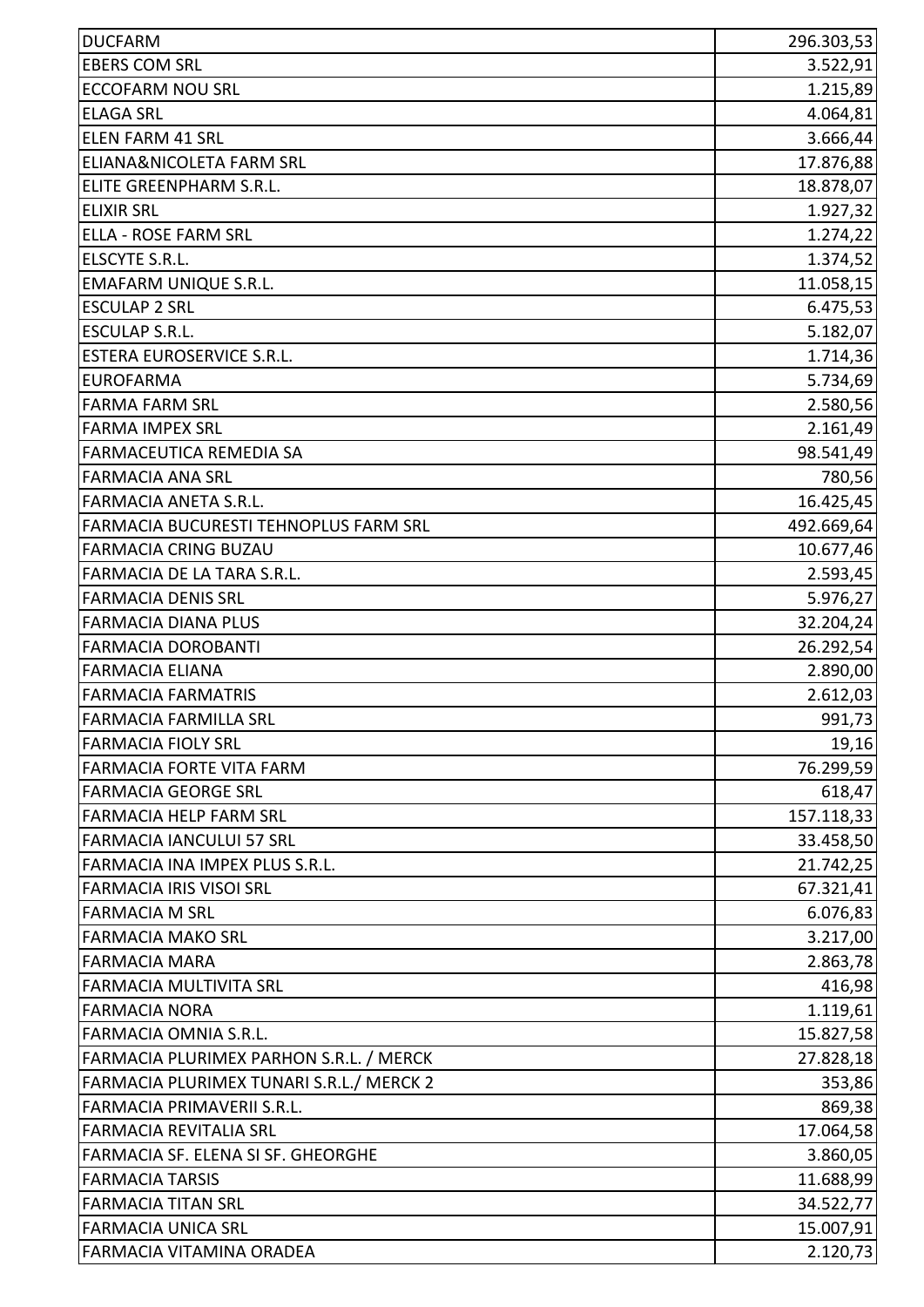| | |
|---|---|
| DUCFARM | 296.303,53 |
| EBERS COM SRL | 3.522,91 |
| ECCOFARM NOU SRL | 1.215,89 |
| ELAGA SRL | 4.064,81 |
| ELEN FARM 41 SRL | 3.666,44 |
| ELIANA&NICOLETA FARM SRL | 17.876,88 |
| ELITE GREENPHARM S.R.L. | 18.878,07 |
| ELIXIR SRL | 1.927,32 |
| ELLA - ROSE FARM SRL | 1.274,22 |
| ELSCYTE S.R.L. | 1.374,52 |
| EMAFARM UNIQUE S.R.L. | 11.058,15 |
| ESCULAP 2 SRL | 6.475,53 |
| ESCULAP S.R.L. | 5.182,07 |
| ESTERA EUROSERVICE S.R.L. | 1.714,36 |
| EUROFARMA | 5.734,69 |
| FARMA FARM SRL | 2.580,56 |
| FARMA IMPEX SRL | 2.161,49 |
| FARMACEUTICA REMEDIA SA | 98.541,49 |
| FARMACIA ANA SRL | 780,56 |
| FARMACIA ANETA S.R.L. | 16.425,45 |
| FARMACIA BUCURESTI TEHNOPLUS FARM SRL | 492.669,64 |
| FARMACIA CRING BUZAU | 10.677,46 |
| FARMACIA DE LA TARA S.R.L. | 2.593,45 |
| FARMACIA DENIS SRL | 5.976,27 |
| FARMACIA DIANA PLUS | 32.204,24 |
| FARMACIA DOROBANTI | 26.292,54 |
| FARMACIA ELIANA | 2.890,00 |
| FARMACIA FARMATRIS | 2.612,03 |
| FARMACIA FARMILLA SRL | 991,73 |
| FARMACIA FIOLY SRL | 19,16 |
| FARMACIA FORTE VITA FARM | 76.299,59 |
| FARMACIA GEORGE SRL | 618,47 |
| FARMACIA HELP FARM SRL | 157.118,33 |
| FARMACIA IANCULUI 57 SRL | 33.458,50 |
| FARMACIA INA IMPEX PLUS S.R.L. | 21.742,25 |
| FARMACIA IRIS VISOI SRL | 67.321,41 |
| FARMACIA M SRL | 6.076,83 |
| FARMACIA MAKO SRL | 3.217,00 |
| FARMACIA MARA | 2.863,78 |
| FARMACIA MULTIVITA SRL | 416,98 |
| FARMACIA NORA | 1.119,61 |
| FARMACIA OMNIA S.R.L. | 15.827,58 |
| FARMACIA PLURIMEX PARHON S.R.L. / MERCK | 27.828,18 |
| FARMACIA PLURIMEX TUNARI S.R.L./ MERCK 2 | 353,86 |
| FARMACIA PRIMAVERII S.R.L. | 869,38 |
| FARMACIA REVITALIA SRL | 17.064,58 |
| FARMACIA SF. ELENA SI SF. GHEORGHE | 3.860,05 |
| FARMACIA TARSIS | 11.688,99 |
| FARMACIA TITAN SRL | 34.522,77 |
| FARMACIA UNICA SRL | 15.007,91 |
| FARMACIA VITAMINA ORADEA | 2.120,73 |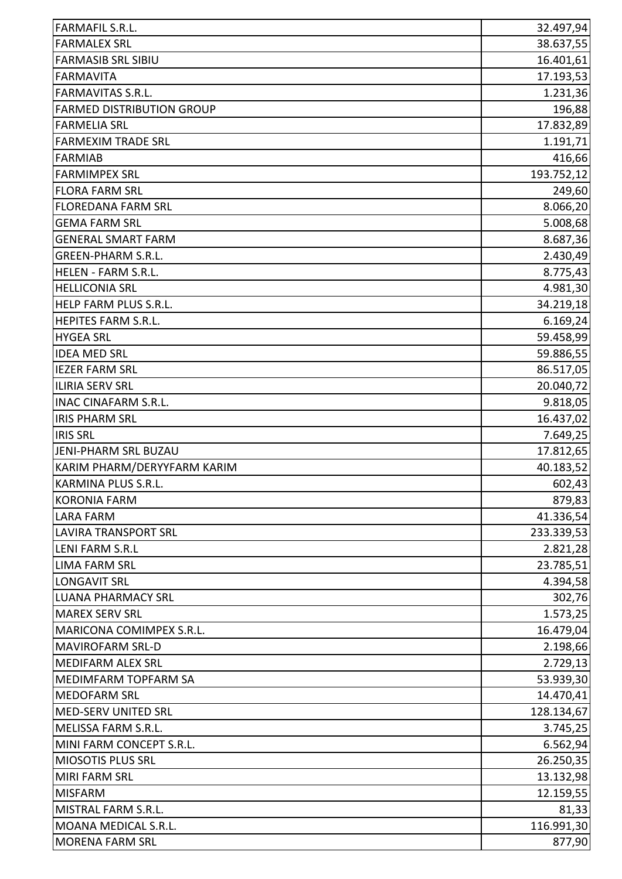| | |
|---|---|
| FARMAFIL S.R.L. | 32.497,94 |
| FARMALEX SRL | 38.637,55 |
| FARMASIB SRL SIBIU | 16.401,61 |
| FARMAVITA | 17.193,53 |
| FARMAVITAS S.R.L. | 1.231,36 |
| FARMED DISTRIBUTION GROUP | 196,88 |
| FARMELIA SRL | 17.832,89 |
| FARMEXIM TRADE SRL | 1.191,71 |
| FARMIAB | 416,66 |
| FARMIMPEX SRL | 193.752,12 |
| FLORA FARM SRL | 249,60 |
| FLOREDANA FARM SRL | 8.066,20 |
| GEMA FARM SRL | 5.008,68 |
| GENERAL SMART FARM | 8.687,36 |
| GREEN-PHARM S.R.L. | 2.430,49 |
| HELEN - FARM S.R.L. | 8.775,43 |
| HELLICONIA SRL | 4.981,30 |
| HELP FARM PLUS S.R.L. | 34.219,18 |
| HEPITES FARM S.R.L. | 6.169,24 |
| HYGEA SRL | 59.458,99 |
| IDEA MED SRL | 59.886,55 |
| IEZER FARM SRL | 86.517,05 |
| ILIRIA SERV SRL | 20.040,72 |
| INAC CINAFARM S.R.L. | 9.818,05 |
| IRIS PHARM SRL | 16.437,02 |
| IRIS SRL | 7.649,25 |
| JENI-PHARM SRL BUZAU | 17.812,65 |
| KARIM PHARM/DERYYFARM KARIM | 40.183,52 |
| KARMINA PLUS S.R.L. | 602,43 |
| KORONIA FARM | 879,83 |
| LARA FARM | 41.336,54 |
| LAVIRA TRANSPORT SRL | 233.339,53 |
| LENI FARM S.R.L | 2.821,28 |
| LIMA FARM SRL | 23.785,51 |
| LONGAVIT SRL | 4.394,58 |
| LUANA PHARMACY SRL | 302,76 |
| MAREX SERV SRL | 1.573,25 |
| MARICONA COMIMPEX S.R.L. | 16.479,04 |
| MAVIROFARM SRL-D | 2.198,66 |
| MEDIFARM ALEX SRL | 2.729,13 |
| MEDIMFARM TOPFARM SA | 53.939,30 |
| MEDOFARM SRL | 14.470,41 |
| MED-SERV UNITED SRL | 128.134,67 |
| MELISSA FARM S.R.L. | 3.745,25 |
| MINI FARM CONCEPT S.R.L. | 6.562,94 |
| MIOSOTIS PLUS SRL | 26.250,35 |
| MIRI FARM SRL | 13.132,98 |
| MISFARM | 12.159,55 |
| MISTRAL FARM S.R.L. | 81,33 |
| MOANA MEDICAL S.R.L. | 116.991,30 |
| MORENA FARM SRL | 877,90 |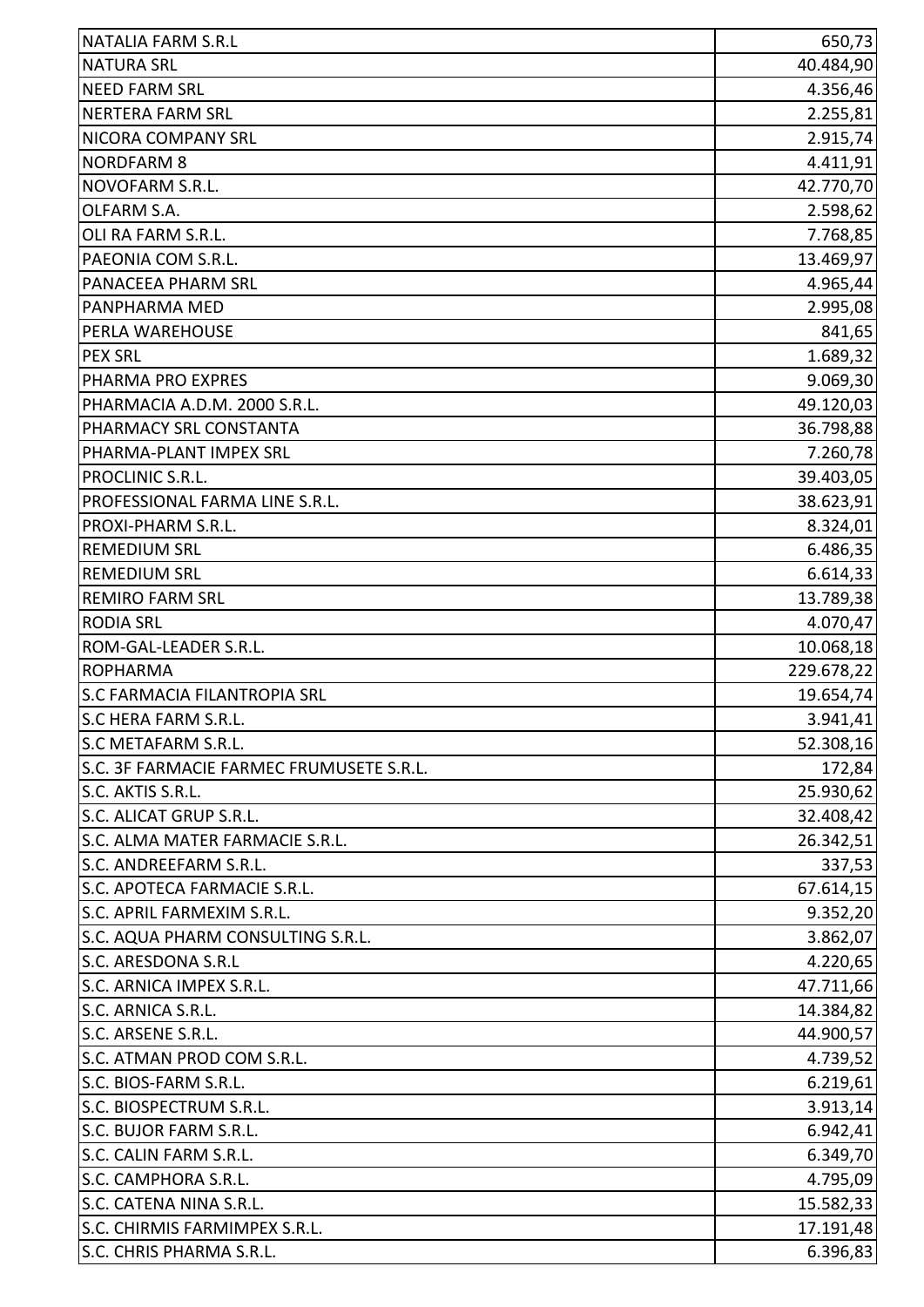| | |
|---|---|
| NATALIA FARM S.R.L | 650,73 |
| NATURA SRL | 40.484,90 |
| NEED FARM SRL | 4.356,46 |
| NERTERA FARM SRL | 2.255,81 |
| NICORA COMPANY SRL | 2.915,74 |
| NORDFARM 8 | 4.411,91 |
| NOVOFARM S.R.L. | 42.770,70 |
| OLFARM S.A. | 2.598,62 |
| OLI RA FARM S.R.L. | 7.768,85 |
| PAEONIA COM S.R.L. | 13.469,97 |
| PANACEEA PHARM SRL | 4.965,44 |
| PANPHARMA MED | 2.995,08 |
| PERLA WAREHOUSE | 841,65 |
| PEX SRL | 1.689,32 |
| PHARMA PRO EXPRES | 9.069,30 |
| PHARMACIA A.D.M. 2000 S.R.L. | 49.120,03 |
| PHARMACY SRL CONSTANTA | 36.798,88 |
| PHARMA-PLANT IMPEX SRL | 7.260,78 |
| PROCLINIC S.R.L. | 39.403,05 |
| PROFESSIONAL FARMA LINE S.R.L. | 38.623,91 |
| PROXI-PHARM S.R.L. | 8.324,01 |
| REMEDIUM SRL | 6.486,35 |
| REMEDIUM SRL | 6.614,33 |
| REMIRO FARM SRL | 13.789,38 |
| RODIA SRL | 4.070,47 |
| ROM-GAL-LEADER S.R.L. | 10.068,18 |
| ROPHARMA | 229.678,22 |
| S.C FARMACIA FILANTROPIA SRL | 19.654,74 |
| S.C HERA FARM S.R.L. | 3.941,41 |
| S.C METAFARM S.R.L. | 52.308,16 |
| S.C. 3F FARMACIE FARMEC FRUMUSETE S.R.L. | 172,84 |
| S.C. AKTIS S.R.L. | 25.930,62 |
| S.C. ALICAT GRUP S.R.L. | 32.408,42 |
| S.C. ALMA MATER FARMACIE S.R.L. | 26.342,51 |
| S.C. ANDREEFARM S.R.L. | 337,53 |
| S.C. APOTECA FARMACIE S.R.L. | 67.614,15 |
| S.C. APRIL FARMEXIM S.R.L. | 9.352,20 |
| S.C. AQUA PHARM CONSULTING S.R.L. | 3.862,07 |
| S.C. ARESDONA S.R.L | 4.220,65 |
| S.C. ARNICA IMPEX S.R.L. | 47.711,66 |
| S.C. ARNICA S.R.L. | 14.384,82 |
| S.C. ARSENE S.R.L. | 44.900,57 |
| S.C. ATMAN PROD COM S.R.L. | 4.739,52 |
| S.C. BIOS-FARM S.R.L. | 6.219,61 |
| S.C. BIOSPECTRUM S.R.L. | 3.913,14 |
| S.C. BUJOR FARM S.R.L. | 6.942,41 |
| S.C. CALIN FARM S.R.L. | 6.349,70 |
| S.C. CAMPHORA S.R.L. | 4.795,09 |
| S.C. CATENA NINA S.R.L. | 15.582,33 |
| S.C. CHIRMIS FARMIMPEX S.R.L. | 17.191,48 |
| S.C. CHRIS PHARMA S.R.L. | 6.396,83 |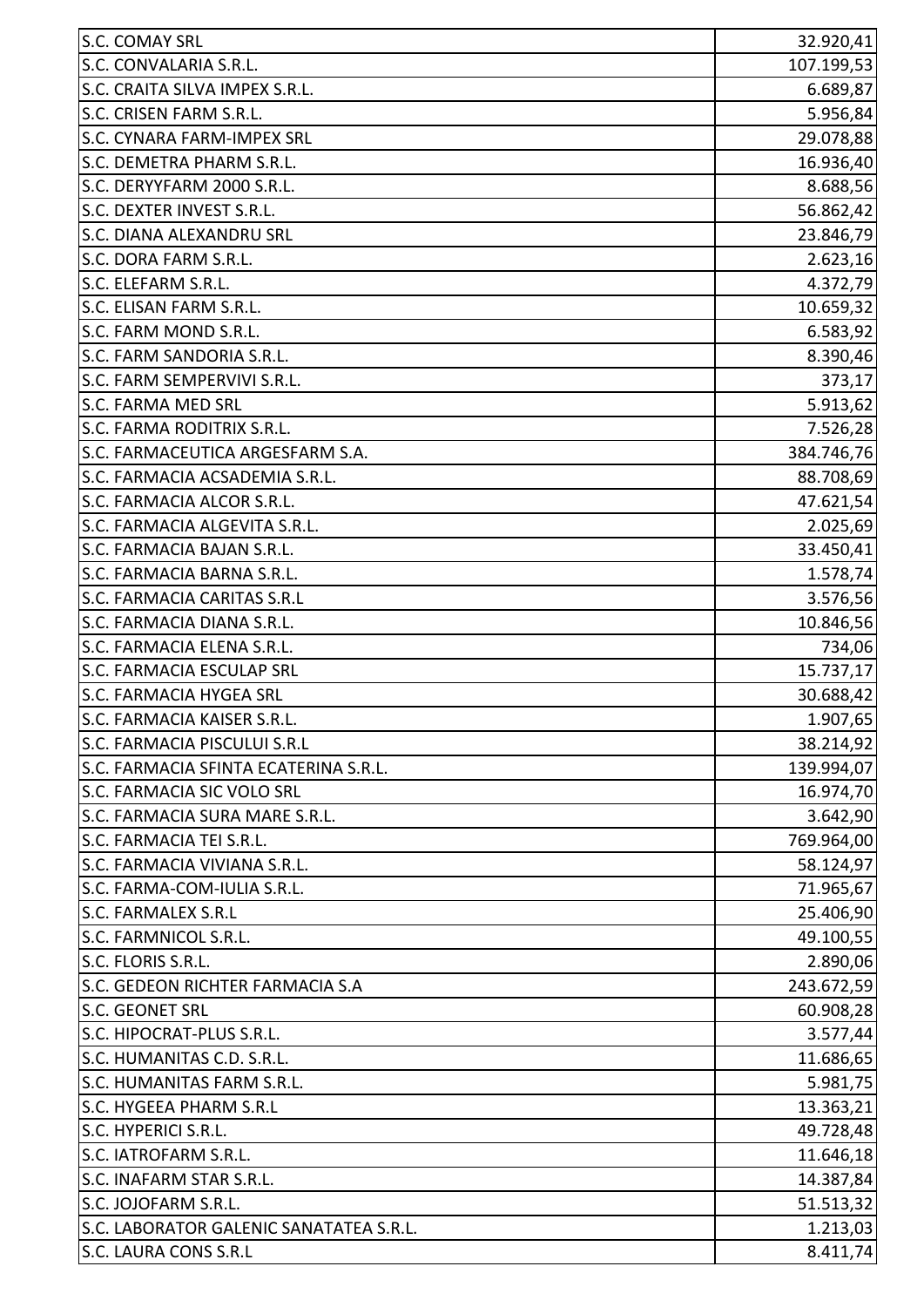| | |
|---|---|
| S.C. COMAY SRL | 32.920,41 |
| S.C. CONVALARIA S.R.L. | 107.199,53 |
| S.C. CRAITA SILVA IMPEX S.R.L. | 6.689,87 |
| S.C. CRISEN FARM S.R.L. | 5.956,84 |
| S.C. CYNARA FARM-IMPEX SRL | 29.078,88 |
| S.C. DEMETRA PHARM S.R.L. | 16.936,40 |
| S.C. DERYYFARM 2000 S.R.L. | 8.688,56 |
| S.C. DEXTER INVEST S.R.L. | 56.862,42 |
| S.C. DIANA ALEXANDRU SRL | 23.846,79 |
| S.C. DORA FARM S.R.L. | 2.623,16 |
| S.C. ELEFARM S.R.L. | 4.372,79 |
| S.C. ELISAN FARM S.R.L. | 10.659,32 |
| S.C. FARM MOND S.R.L. | 6.583,92 |
| S.C. FARM SANDORIA S.R.L. | 8.390,46 |
| S.C. FARM SEMPERVIVI S.R.L. | 373,17 |
| S.C. FARMA MED SRL | 5.913,62 |
| S.C. FARMA RODITRIX S.R.L. | 7.526,28 |
| S.C. FARMACEUTICA ARGESFARM S.A. | 384.746,76 |
| S.C. FARMACIA ACSADEMIA S.R.L. | 88.708,69 |
| S.C. FARMACIA ALCOR S.R.L. | 47.621,54 |
| S.C. FARMACIA ALGEVITA S.R.L. | 2.025,69 |
| S.C. FARMACIA BAJAN S.R.L. | 33.450,41 |
| S.C. FARMACIA BARNA S.R.L. | 1.578,74 |
| S.C. FARMACIA CARITAS S.R.L | 3.576,56 |
| S.C. FARMACIA DIANA S.R.L. | 10.846,56 |
| S.C. FARMACIA ELENA S.R.L. | 734,06 |
| S.C. FARMACIA ESCULAP SRL | 15.737,17 |
| S.C. FARMACIA HYGEA SRL | 30.688,42 |
| S.C. FARMACIA KAISER S.R.L. | 1.907,65 |
| S.C. FARMACIA PISCULUI S.R.L | 38.214,92 |
| S.C. FARMACIA SFINTA ECATERINA S.R.L. | 139.994,07 |
| S.C. FARMACIA SIC VOLO SRL | 16.974,70 |
| S.C. FARMACIA SURA MARE S.R.L. | 3.642,90 |
| S.C. FARMACIA TEI S.R.L. | 769.964,00 |
| S.C. FARMACIA VIVIANA S.R.L. | 58.124,97 |
| S.C. FARMA-COM-IULIA S.R.L. | 71.965,67 |
| S.C. FARMALEX S.R.L | 25.406,90 |
| S.C. FARMNICOL S.R.L. | 49.100,55 |
| S.C. FLORIS S.R.L. | 2.890,06 |
| S.C. GEDEON RICHTER FARMACIA S.A | 243.672,59 |
| S.C. GEONET SRL | 60.908,28 |
| S.C. HIPOCRAT-PLUS S.R.L. | 3.577,44 |
| S.C. HUMANITAS C.D. S.R.L. | 11.686,65 |
| S.C. HUMANITAS FARM S.R.L. | 5.981,75 |
| S.C. HYGEEA PHARM S.R.L | 13.363,21 |
| S.C. HYPERICI S.R.L. | 49.728,48 |
| S.C. IATROFARM S.R.L. | 11.646,18 |
| S.C. INAFARM STAR S.R.L. | 14.387,84 |
| S.C. JOJOFARM S.R.L. | 51.513,32 |
| S.C. LABORATOR GALENIC SANATATEA S.R.L. | 1.213,03 |
| S.C. LAURA CONS S.R.L | 8.411,74 |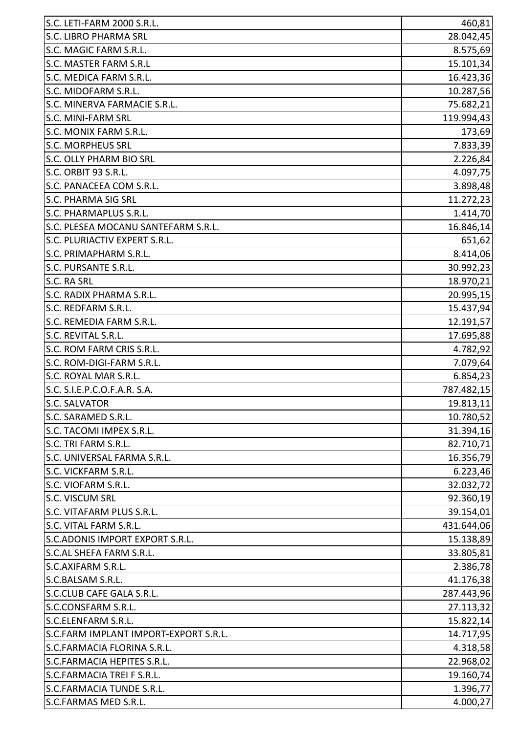| | |
|---|---|
| S.C. LETI-FARM 2000 S.R.L. | 460,81 |
| S.C. LIBRO PHARMA SRL | 28.042,45 |
| S.C. MAGIC FARM S.R.L. | 8.575,69 |
| S.C. MASTER FARM S.R.L | 15.101,34 |
| S.C. MEDICA FARM S.R.L. | 16.423,36 |
| S.C. MIDOFARM S.R.L. | 10.287,56 |
| S.C. MINERVA FARMACIE S.R.L. | 75.682,21 |
| S.C. MINI-FARM SRL | 119.994,43 |
| S.C. MONIX FARM S.R.L. | 173,69 |
| S.C. MORPHEUS SRL | 7.833,39 |
| S.C. OLLY PHARM BIO SRL | 2.226,84 |
| S.C. ORBIT 93 S.R.L. | 4.097,75 |
| S.C. PANACEEA COM S.R.L. | 3.898,48 |
| S.C. PHARMA SIG SRL | 11.272,23 |
| S.C. PHARMAPLUS S.R.L. | 1.414,70 |
| S.C. PLESEA MOCANU SANTEFARM S.R.L. | 16.846,14 |
| S.C. PLURIACTIV EXPERT S.R.L. | 651,62 |
| S.C. PRIMAPHARM S.R.L. | 8.414,06 |
| S.C. PURSANTE S.R.L. | 30.992,23 |
| S.C. RA SRL | 18.970,21 |
| S.C. RADIX PHARMA S.R.L. | 20.995,15 |
| S.C. REDFARM S.R.L. | 15.437,94 |
| S.C. REMEDIA FARM S.R.L. | 12.191,57 |
| S.C. REVITAL S.R.L. | 17.695,88 |
| S.C. ROM FARM CRIS S.R.L. | 4.782,92 |
| S.C. ROM-DIGI-FARM S.R.L. | 7.079,64 |
| S.C. ROYAL MAR S.R.L. | 6.854,23 |
| S.C. S.I.E.P.C.O.F.A.R. S.A. | 787.482,15 |
| S.C. SALVATOR | 19.813,11 |
| S.C. SARAMED S.R.L. | 10.780,52 |
| S.C. TACOMI IMPEX S.R.L. | 31.394,16 |
| S.C. TRI FARM S.R.L. | 82.710,71 |
| S.C. UNIVERSAL FARMA S.R.L. | 16.356,79 |
| S.C. VICKFARM S.R.L. | 6.223,46 |
| S.C. VIOFARM S.R.L. | 32.032,72 |
| S.C. VISCUM SRL | 92.360,19 |
| S.C. VITAFARM PLUS S.R.L. | 39.154,01 |
| S.C. VITAL FARM S.R.L. | 431.644,06 |
| S.C.ADONIS IMPORT EXPORT S.R.L. | 15.138,89 |
| S.C.AL SHEFA FARM S.R.L. | 33.805,81 |
| S.C.AXIFARM S.R.L. | 2.386,78 |
| S.C.BALSAM S.R.L. | 41.176,38 |
| S.C.CLUB CAFE GALA S.R.L. | 287.443,96 |
| S.C.CONSFARM S.R.L. | 27.113,32 |
| S.C.ELENFARM S.R.L. | 15.822,14 |
| S.C.FARM IMPLANT IMPORT-EXPORT S.R.L. | 14.717,95 |
| S.C.FARMACIA FLORINA S.R.L. | 4.318,58 |
| S.C.FARMACIA HEPITES S.R.L. | 22.968,02 |
| S.C.FARMACIA TREI F S.R.L. | 19.160,74 |
| S.C.FARMACIA TUNDE S.R.L. | 1.396,77 |
| S.C.FARMAS MED S.R.L. | 4.000,27 |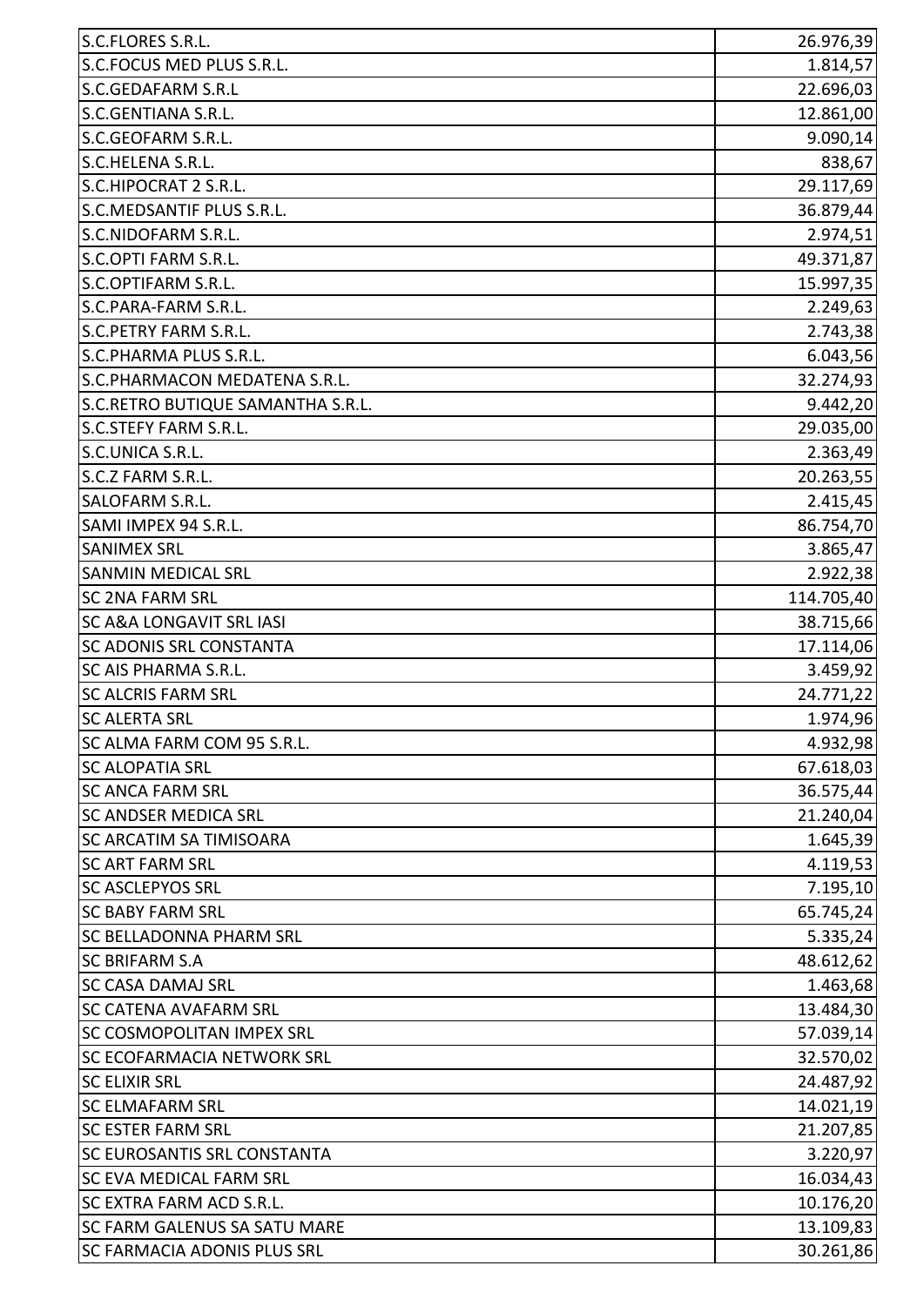| S.C.FLORES S.R.L. | 26.976,39 |
|---|---|
| S.C.FOCUS MED PLUS S.R.L. | 1.814,57 |
| S.C.GEDAFARM S.R.L | 22.696,03 |
| S.C.GENTIANA S.R.L. | 12.861,00 |
| S.C.GEOFARM S.R.L. | 9.090,14 |
| S.C.HELENA S.R.L. | 838,67 |
| S.C.HIPOCRAT 2 S.R.L. | 29.117,69 |
| S.C.MEDSANTIF PLUS S.R.L. | 36.879,44 |
| S.C.NIDOFARM S.R.L. | 2.974,51 |
| S.C.OPTI FARM S.R.L. | 49.371,87 |
| S.C.OPTIFARM S.R.L. | 15.997,35 |
| S.C.PARA-FARM S.R.L. | 2.249,63 |
| S.C.PETRY FARM S.R.L. | 2.743,38 |
| S.C.PHARMA PLUS S.R.L. | 6.043,56 |
| S.C.PHARMACON MEDATENA S.R.L. | 32.274,93 |
| S.C.RETRO BUTIQUE SAMANTHA S.R.L. | 9.442,20 |
| S.C.STEFY FARM S.R.L. | 29.035,00 |
| S.C.UNICA S.R.L. | 2.363,49 |
| S.C.Z FARM S.R.L. | 20.263,55 |
| SALOFARM S.R.L. | 2.415,45 |
| SAMI IMPEX 94 S.R.L. | 86.754,70 |
| SANIMEX SRL | 3.865,47 |
| SANMIN MEDICAL SRL | 2.922,38 |
| SC 2NA FARM SRL | 114.705,40 |
| SC A&A LONGAVIT SRL IASI | 38.715,66 |
| SC ADONIS SRL CONSTANTA | 17.114,06 |
| SC AIS PHARMA S.R.L. | 3.459,92 |
| SC ALCRIS FARM SRL | 24.771,22 |
| SC ALERTA SRL | 1.974,96 |
| SC ALMA FARM COM 95 S.R.L. | 4.932,98 |
| SC ALOPATIA SRL | 67.618,03 |
| SC ANCA FARM SRL | 36.575,44 |
| SC ANDSER MEDICA SRL | 21.240,04 |
| SC ARCATIM SA TIMISOARA | 1.645,39 |
| SC ART FARM SRL | 4.119,53 |
| SC ASCLEPYOS SRL | 7.195,10 |
| SC BABY FARM SRL | 65.745,24 |
| SC BELLADONNA PHARM SRL | 5.335,24 |
| SC BRIFARM S.A | 48.612,62 |
| SC CASA DAMAJ SRL | 1.463,68 |
| SC CATENA AVAFARM SRL | 13.484,30 |
| SC COSMOPOLITAN IMPEX SRL | 57.039,14 |
| SC ECOFARMACIA NETWORK SRL | 32.570,02 |
| SC ELIXIR SRL | 24.487,92 |
| SC ELMAFARM SRL | 14.021,19 |
| SC ESTER FARM SRL | 21.207,85 |
| SC EUROSANTIS SRL CONSTANTA | 3.220,97 |
| SC EVA MEDICAL FARM SRL | 16.034,43 |
| SC EXTRA FARM ACD S.R.L. | 10.176,20 |
| SC FARM GALENUS SA SATU MARE | 13.109,83 |
| SC FARMACIA ADONIS PLUS SRL | 30.261,86 |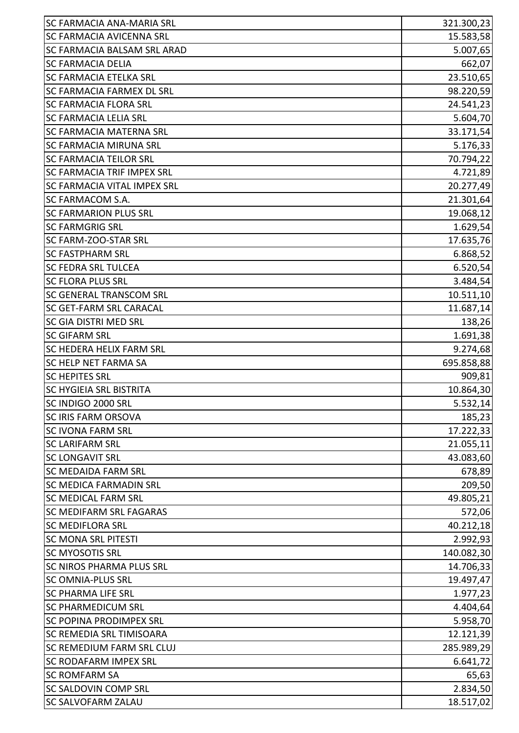| | |
|---|---|
| SC FARMACIA ANA-MARIA SRL | 321.300,23 |
| SC FARMACIA AVICENNA SRL | 15.583,58 |
| SC FARMACIA BALSAM SRL ARAD | 5.007,65 |
| SC FARMACIA DELIA | 662,07 |
| SC FARMACIA ETELKA SRL | 23.510,65 |
| SC FARMACIA FARMEX DL SRL | 98.220,59 |
| SC FARMACIA FLORA SRL | 24.541,23 |
| SC FARMACIA LELIA SRL | 5.604,70 |
| SC FARMACIA MATERNA SRL | 33.171,54 |
| SC FARMACIA MIRUNA SRL | 5.176,33 |
| SC FARMACIA TEILOR SRL | 70.794,22 |
| SC FARMACIA TRIF IMPEX SRL | 4.721,89 |
| SC FARMACIA VITAL IMPEX SRL | 20.277,49 |
| SC FARMACOM S.A. | 21.301,64 |
| SC FARMARION PLUS SRL | 19.068,12 |
| SC FARMGRIG SRL | 1.629,54 |
| SC FARM-ZOO-STAR SRL | 17.635,76 |
| SC FASTPHARM SRL | 6.868,52 |
| SC FEDRA SRL TULCEA | 6.520,54 |
| SC FLORA PLUS SRL | 3.484,54 |
| SC GENERAL TRANSCOM SRL | 10.511,10 |
| SC GET-FARM SRL CARACAL | 11.687,14 |
| SC GIA DISTRI MED SRL | 138,26 |
| SC GIFARM SRL | 1.691,38 |
| SC HEDERA HELIX FARM SRL | 9.274,68 |
| SC HELP NET FARMA SA | 695.858,88 |
| SC HEPITES SRL | 909,81 |
| SC HYGIEIA SRL BISTRITA | 10.864,30 |
| SC INDIGO 2000 SRL | 5.532,14 |
| SC IRIS FARM ORSOVA | 185,23 |
| SC IVONA FARM SRL | 17.222,33 |
| SC LARIFARM SRL | 21.055,11 |
| SC LONGAVIT SRL | 43.083,60 |
| SC MEDAIDA FARM SRL | 678,89 |
| SC MEDICA FARMADIN SRL | 209,50 |
| SC MEDICAL FARM SRL | 49.805,21 |
| SC MEDIFARM SRL FAGARAS | 572,06 |
| SC MEDIFLORA SRL | 40.212,18 |
| SC MONA SRL PITESTI | 2.992,93 |
| SC MYOSOTIS SRL | 140.082,30 |
| SC NIROS PHARMA PLUS SRL | 14.706,33 |
| SC OMNIA-PLUS SRL | 19.497,47 |
| SC PHARMA LIFE SRL | 1.977,23 |
| SC PHARMEDICUM SRL | 4.404,64 |
| SC POPINA PRODIMPEX SRL | 5.958,70 |
| SC REMEDIA SRL TIMISOARA | 12.121,39 |
| SC REMEDIUM FARM SRL CLUJ | 285.989,29 |
| SC RODAFARM IMPEX SRL | 6.641,72 |
| SC ROMFARM SA | 65,63 |
| SC SALDOVIN COMP SRL | 2.834,50 |
| SC SALVOFARM ZALAU | 18.517,02 |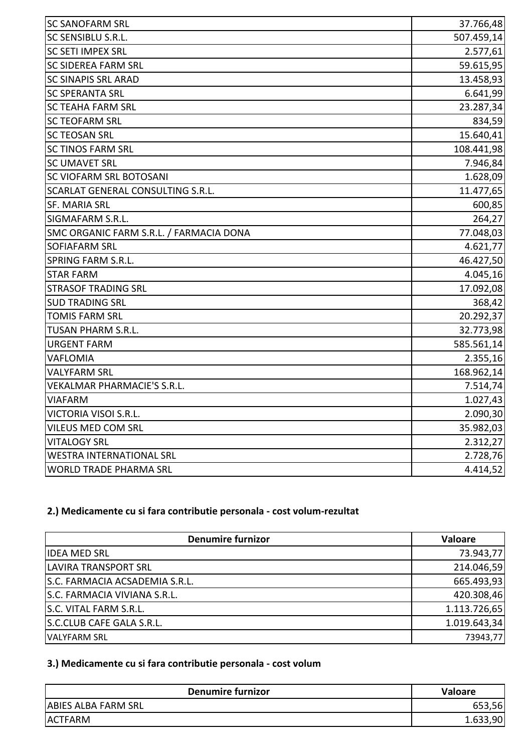| | |
|---|---|
| SC SANOFARM SRL | 37.766,48 |
| SC SENSIBLU S.R.L. | 507.459,14 |
| SC SETI IMPEX SRL | 2.577,61 |
| SC SIDEREA FARM SRL | 59.615,95 |
| SC SINAPIS SRL ARAD | 13.458,93 |
| SC SPERANTA SRL | 6.641,99 |
| SC TEAHA FARM SRL | 23.287,34 |
| SC TEOFARM SRL | 834,59 |
| SC TEOSAN SRL | 15.640,41 |
| SC TINOS FARM SRL | 108.441,98 |
| SC UMAVET SRL | 7.946,84 |
| SC VIOFARM SRL BOTOSANI | 1.628,09 |
| SCARLAT GENERAL CONSULTING S.R.L. | 11.477,65 |
| SF. MARIA SRL | 600,85 |
| SIGMAFARM S.R.L. | 264,27 |
| SMC ORGANIC FARM S.R.L. / FARMACIA DONA | 77.048,03 |
| SOFIAFARM SRL | 4.621,77 |
| SPRING FARM S.R.L. | 46.427,50 |
| STAR FARM | 4.045,16 |
| STRASOF TRADING SRL | 17.092,08 |
| SUD TRADING SRL | 368,42 |
| TOMIS FARM SRL | 20.292,37 |
| TUSAN PHARM S.R.L. | 32.773,98 |
| URGENT FARM | 585.561,14 |
| VAFLOMIA | 2.355,16 |
| VALYFARM SRL | 168.962,14 |
| VEKALMAR PHARMACIE'S S.R.L. | 7.514,74 |
| VIAFARM | 1.027,43 |
| VICTORIA VISOI S.R.L. | 2.090,30 |
| VILEUS MED COM SRL | 35.982,03 |
| VITALOGY SRL | 2.312,27 |
| WESTRA INTERNATIONAL SRL | 2.728,76 |
| WORLD TRADE PHARMA SRL | 4.414,52 |

**2.) Medicamente cu si fara contributie personala - cost volum-rezultat**

| Denumire furnizor | Valoare |
|---|---|
| IDEA MED SRL | 73.943,77 |
| LAVIRA TRANSPORT SRL | 214.046,59 |
| S.C. FARMACIA ACSADEMIA S.R.L. | 665.493,93 |
| S.C. FARMACIA VIVIANA S.R.L. | 420.308,46 |
| S.C. VITAL FARM S.R.L. | 1.113.726,65 |
| S.C.CLUB CAFE GALA S.R.L. | 1.019.643,34 |
| VALYFARM SRL | 73943,77 |

**3.) Medicamente cu si fara contributie personala - cost volum**

| Denumire furnizor | Valoare |
|---|---|
| ABIES ALBA FARM SRL | 653,56 |
| ACTFARM | 1.633,90 |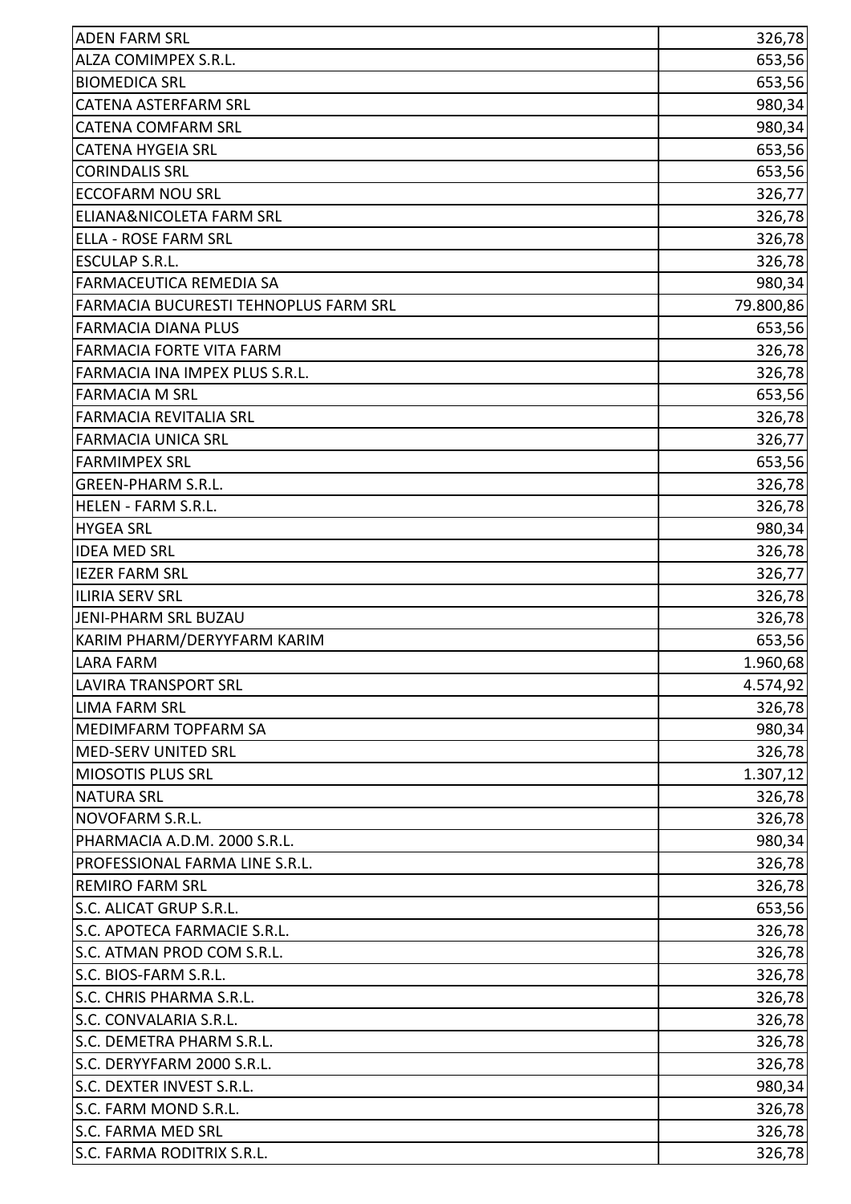| | |
|---|---|
| ADEN FARM SRL | 326,78 |
| ALZA COMIMPEX S.R.L. | 653,56 |
| BIOMEDICA SRL | 653,56 |
| CATENA ASTERFARM SRL | 980,34 |
| CATENA COMFARM SRL | 980,34 |
| CATENA HYGEIA SRL | 653,56 |
| CORINDALIS SRL | 653,56 |
| ECCOFARM NOU SRL | 326,77 |
| ELIANA&NICOLETA FARM SRL | 326,78 |
| ELLA - ROSE FARM SRL | 326,78 |
| ESCULAP S.R.L. | 326,78 |
| FARMACEUTICA REMEDIA SA | 980,34 |
| FARMACIA BUCURESTI TEHNOPLUS FARM SRL | 79.800,86 |
| FARMACIA DIANA PLUS | 653,56 |
| FARMACIA FORTE VITA FARM | 326,78 |
| FARMACIA INA IMPEX PLUS S.R.L. | 326,78 |
| FARMACIA M SRL | 653,56 |
| FARMACIA REVITALIA SRL | 326,78 |
| FARMACIA UNICA SRL | 326,77 |
| FARMIMPEX SRL | 653,56 |
| GREEN-PHARM S.R.L. | 326,78 |
| HELEN - FARM S.R.L. | 326,78 |
| HYGEA SRL | 980,34 |
| IDEA MED SRL | 326,78 |
| IEZER FARM SRL | 326,77 |
| ILIRIA SERV SRL | 326,78 |
| JENI-PHARM SRL BUZAU | 326,78 |
| KARIM PHARM/DERYYFARM KARIM | 653,56 |
| LARA FARM | 1.960,68 |
| LAVIRA TRANSPORT SRL | 4.574,92 |
| LIMA FARM SRL | 326,78 |
| MEDIMFARM TOPFARM SA | 980,34 |
| MED-SERV UNITED SRL | 326,78 |
| MIOSOTIS PLUS SRL | 1.307,12 |
| NATURA SRL | 326,78 |
| NOVOFARM S.R.L. | 326,78 |
| PHARMACIA A.D.M. 2000 S.R.L. | 980,34 |
| PROFESSIONAL FARMA LINE S.R.L. | 326,78 |
| REMIRO FARM SRL | 326,78 |
| S.C. ALICAT GRUP S.R.L. | 653,56 |
| S.C. APOTECA FARMACIE S.R.L. | 326,78 |
| S.C. ATMAN PROD COM S.R.L. | 326,78 |
| S.C. BIOS-FARM S.R.L. | 326,78 |
| S.C. CHRIS PHARMA S.R.L. | 326,78 |
| S.C. CONVALARIA S.R.L. | 326,78 |
| S.C. DEMETRA PHARM S.R.L. | 326,78 |
| S.C. DERYYFARM 2000 S.R.L. | 326,78 |
| S.C. DEXTER INVEST S.R.L. | 980,34 |
| S.C. FARM MOND S.R.L. | 326,78 |
| S.C. FARMA MED SRL | 326,78 |
| S.C. FARMA RODITRIX S.R.L. | 326,78 |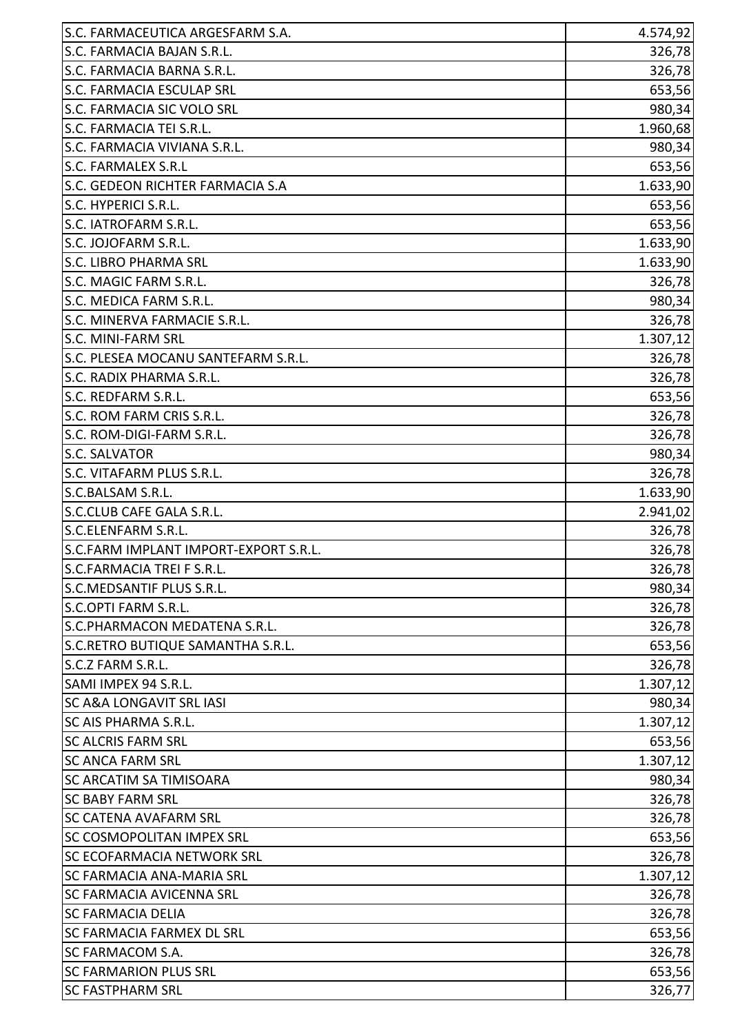| | |
|---|---|
| S.C. FARMACEUTICA ARGESFARM S.A. | 4.574,92 |
| S.C. FARMACIA BAJAN S.R.L. | 326,78 |
| S.C. FARMACIA BARNA S.R.L. | 326,78 |
| S.C. FARMACIA ESCULAP SRL | 653,56 |
| S.C. FARMACIA SIC VOLO SRL | 980,34 |
| S.C. FARMACIA TEI S.R.L. | 1.960,68 |
| S.C. FARMACIA VIVIANA S.R.L. | 980,34 |
| S.C. FARMALEX S.R.L | 653,56 |
| S.C. GEDEON RICHTER FARMACIA S.A | 1.633,90 |
| S.C. HYPERICI S.R.L. | 653,56 |
| S.C. IATROFARM S.R.L. | 653,56 |
| S.C. JOJOFARM S.R.L. | 1.633,90 |
| S.C. LIBRO PHARMA SRL | 1.633,90 |
| S.C. MAGIC FARM S.R.L. | 326,78 |
| S.C. MEDICA FARM S.R.L. | 980,34 |
| S.C. MINERVA FARMACIE S.R.L. | 326,78 |
| S.C. MINI-FARM SRL | 1.307,12 |
| S.C. PLESEA MOCANU SANTEFARM S.R.L. | 326,78 |
| S.C. RADIX PHARMA S.R.L. | 326,78 |
| S.C. REDFARM S.R.L. | 653,56 |
| S.C. ROM FARM CRIS S.R.L. | 326,78 |
| S.C. ROM-DIGI-FARM S.R.L. | 326,78 |
| S.C. SALVATOR | 980,34 |
| S.C. VITAFARM PLUS S.R.L. | 326,78 |
| S.C.BALSAM S.R.L. | 1.633,90 |
| S.C.CLUB CAFE GALA S.R.L. | 2.941,02 |
| S.C.ELENFARM S.R.L. | 326,78 |
| S.C.FARM IMPLANT IMPORT-EXPORT S.R.L. | 326,78 |
| S.C.FARMACIA TREI F S.R.L. | 326,78 |
| S.C.MEDSANTIF PLUS S.R.L. | 980,34 |
| S.C.OPTI FARM S.R.L. | 326,78 |
| S.C.PHARMACON MEDATENA S.R.L. | 326,78 |
| S.C.RETRO BUTIQUE SAMANTHA S.R.L. | 653,56 |
| S.C.Z FARM S.R.L. | 326,78 |
| SAMI IMPEX 94 S.R.L. | 1.307,12 |
| SC A&A LONGAVIT SRL IASI | 980,34 |
| SC AIS PHARMA S.R.L. | 1.307,12 |
| SC ALCRIS FARM SRL | 653,56 |
| SC ANCA FARM SRL | 1.307,12 |
| SC ARCATIM SA TIMISOARA | 980,34 |
| SC BABY FARM SRL | 326,78 |
| SC CATENA AVAFARM SRL | 326,78 |
| SC COSMOPOLITAN IMPEX SRL | 653,56 |
| SC ECOFARMACIA NETWORK SRL | 326,78 |
| SC FARMACIA ANA-MARIA SRL | 1.307,12 |
| SC FARMACIA AVICENNA SRL | 326,78 |
| SC FARMACIA DELIA | 326,78 |
| SC FARMACIA FARMEX DL SRL | 653,56 |
| SC FARMACOM S.A. | 326,78 |
| SC FARMARION PLUS SRL | 653,56 |
| SC FASTPHARM SRL | 326,77 |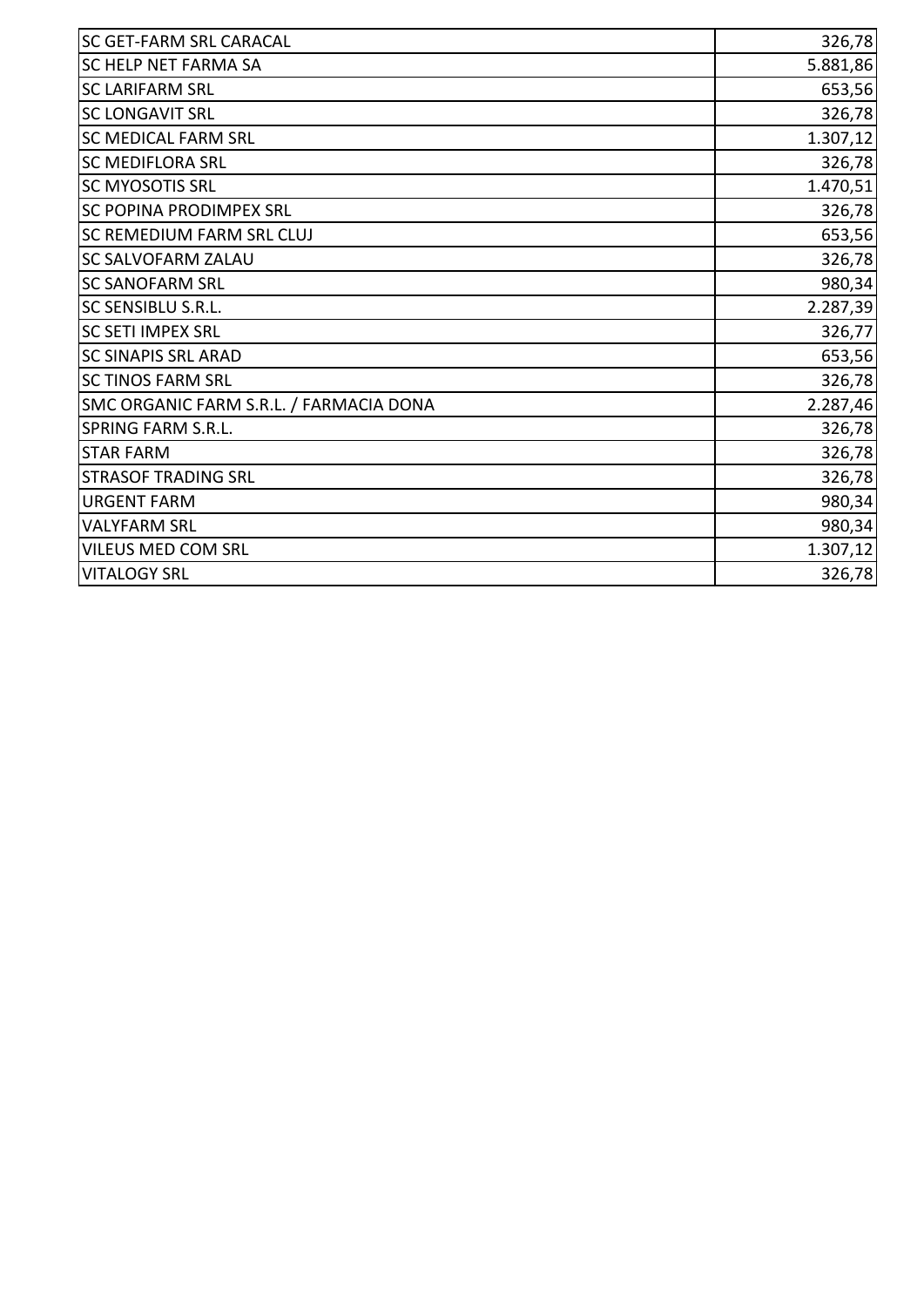| | |
|---|---|
| SC GET-FARM SRL CARACAL | 326,78 |
| SC HELP NET FARMA SA | 5.881,86 |
| SC LARIFARM SRL | 653,56 |
| SC LONGAVIT SRL | 326,78 |
| SC MEDICAL FARM SRL | 1.307,12 |
| SC MEDIFLORA SRL | 326,78 |
| SC MYOSOTIS SRL | 1.470,51 |
| SC POPINA PRODIMPEX SRL | 326,78 |
| SC REMEDIUM FARM SRL CLUJ | 653,56 |
| SC SALVOFARM ZALAU | 326,78 |
| SC SANOFARM SRL | 980,34 |
| SC SENSIBLU S.R.L. | 2.287,39 |
| SC SETI IMPEX SRL | 326,77 |
| SC SINAPIS SRL ARAD | 653,56 |
| SC TINOS FARM SRL | 326,78 |
| SMC ORGANIC FARM S.R.L. / FARMACIA DONA | 2.287,46 |
| SPRING FARM S.R.L. | 326,78 |
| STAR FARM | 326,78 |
| STRASOF TRADING SRL | 326,78 |
| URGENT FARM | 980,34 |
| VALYFARM SRL | 980,34 |
| VILEUS MED COM SRL | 1.307,12 |
| VITALOGY SRL | 326,78 |